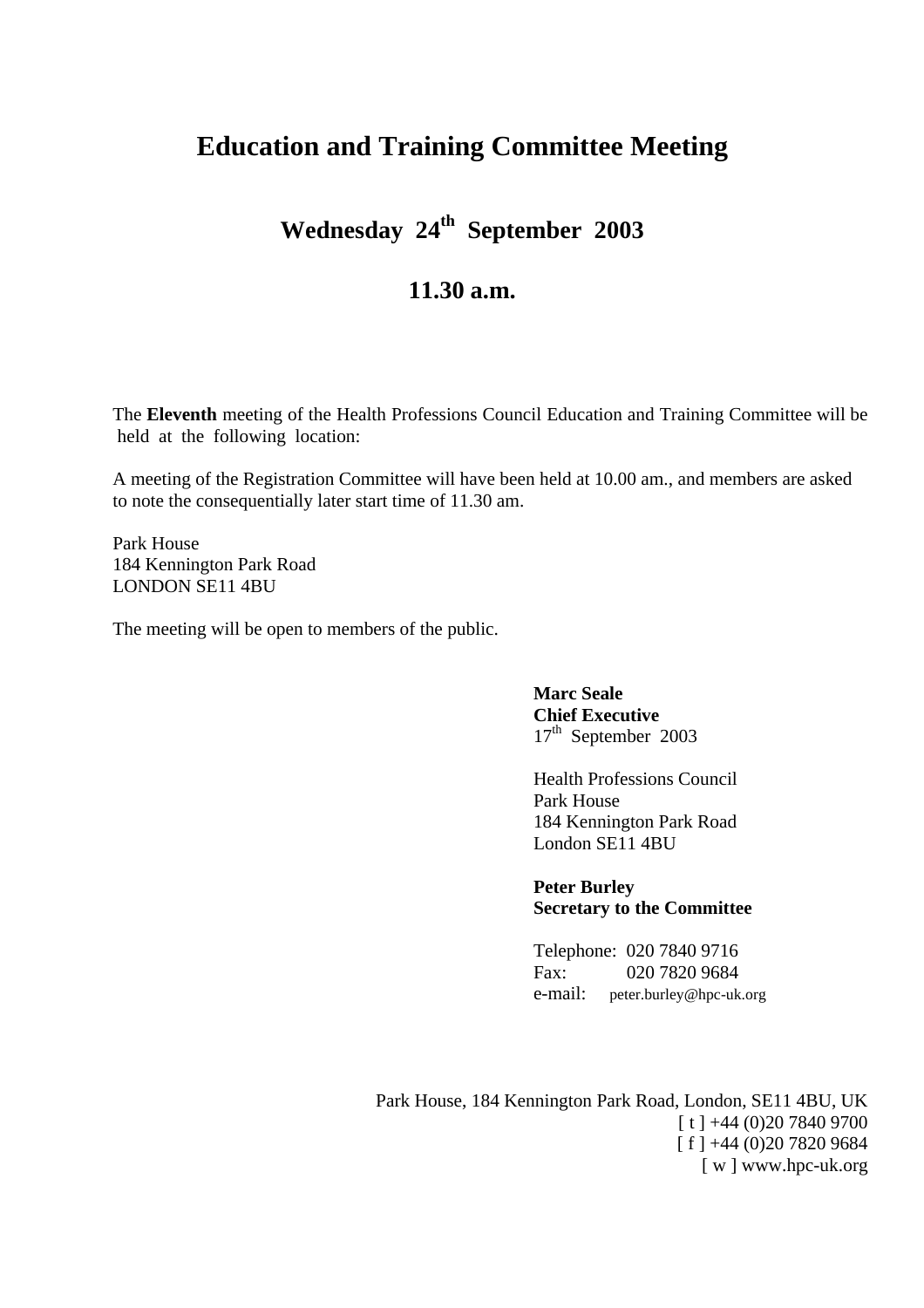# Education and Training Committee Meeting

## Wednesday 24th September 2003

## 11.30 a.m.

The **Eleventh** meeting of the Health Professions Council Education and Training Committee will be held at the following location:

A meeting of the Registration Committee will have been held at 10.00 am., and members are asked to note the consequentially later start time of 11.30 am.

Park House
184 Kennington Park Road
LONDON SE11 4BU

The meeting will be open to members of the public.

**Marc Seale**
**Chief Executive**
17th September 2003

Health Professions Council
Park House
184 Kennington Park Road
London SE11 4BU

**Peter Burley**
**Secretary to the Committee**

Telephone: 020 7840 9716
Fax: 020 7820 9684
e-mail: peter.burley@hpc-uk.org

Park House, 184 Kennington Park Road, London, SE11 4BU, UK
[ t ] +44 (0)20 7840 9700
[ f ] +44 (0)20 7820 9684
[ w ] www.hpc-uk.org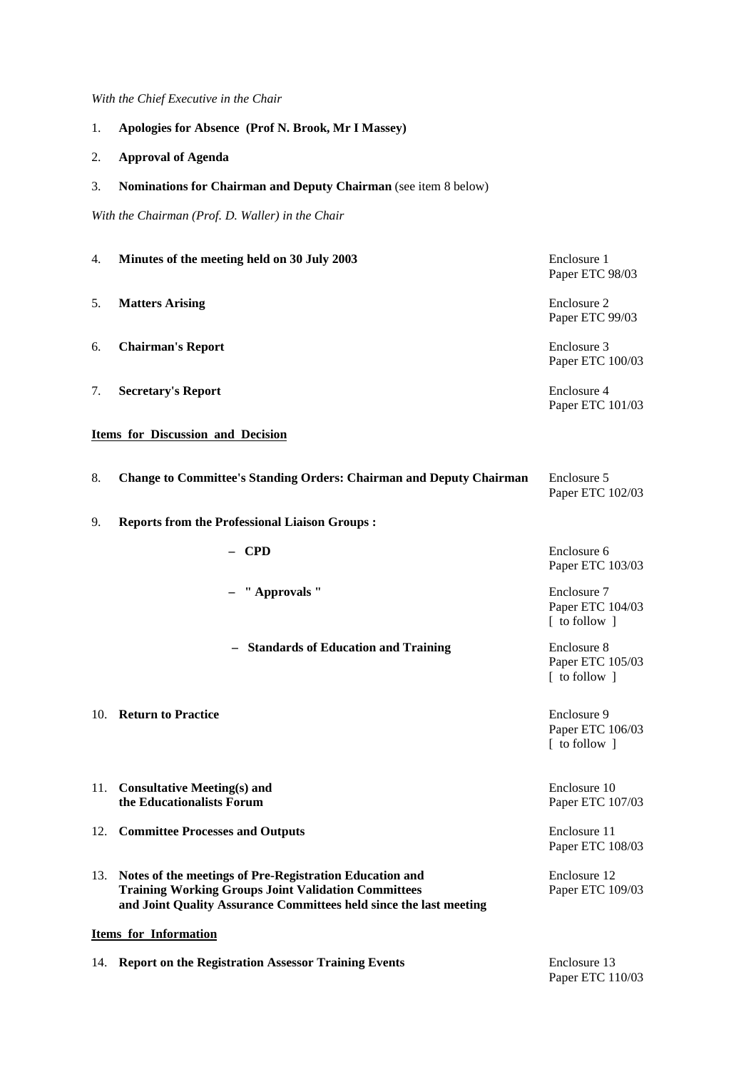*With the Chief Executive in the Chair*

1. **Apologies for Absence (Prof N. Brook, Mr I Massey)**

2. **Approval of Agenda**

3. **Nominations for Chairman and Deputy Chairman** (see item 8 below)

*With the Chairman (Prof. D. Waller) in the Chair*

| | | |
|---|---|---|
| 4. | **Minutes of the meeting held on 30 July 2003** | Enclosure 1 Paper ETC 98/03 |
| 5. | **Matters Arising** | Enclosure 2 Paper ETC 99/03 |
| 6. | **Chairman's Report** | Enclosure 3 Paper ETC 100/03 |
| 7. | **Secretary's Report** | Enclosure 4 Paper ETC 101/03 |

**Items for Discussion and Decision**

| | | |
|---|---|---|
| 8. | **Change to Committee's Standing Orders: Chairman and Deputy Chairman** | Enclosure 5 Paper ETC 102/03 |
| 9. | **Reports from the Professional Liaison Groups :** | |
| | – **CPD** | Enclosure 6 Paper ETC 103/03 |
| | – **" Approvals "** | Enclosure 7 Paper ETC 104/03 [ to follow ] |
| | – **Standards of Education and Training** | Enclosure 8 Paper ETC 105/03 [ to follow ] |
| 10. | **Return to Practice** | Enclosure 9 Paper ETC 106/03 [ to follow ] |
| 11. | **Consultative Meeting(s) and the Educationalists Forum** | Enclosure 10 Paper ETC 107/03 |
| 12. | **Committee Processes and Outputs** | Enclosure 11 Paper ETC 108/03 |
| 13. | **Notes of the meetings of Pre-Registration Education and Training Working Groups Joint Validation Committees and Joint Quality Assurance Committees held since the last meeting** | Enclosure 12 Paper ETC 109/03 |

**Items for Information**

| | | |
|---|---|---|
| 14. | **Report on the Registration Assessor Training Events** | Enclosure 13 Paper ETC 110/03 |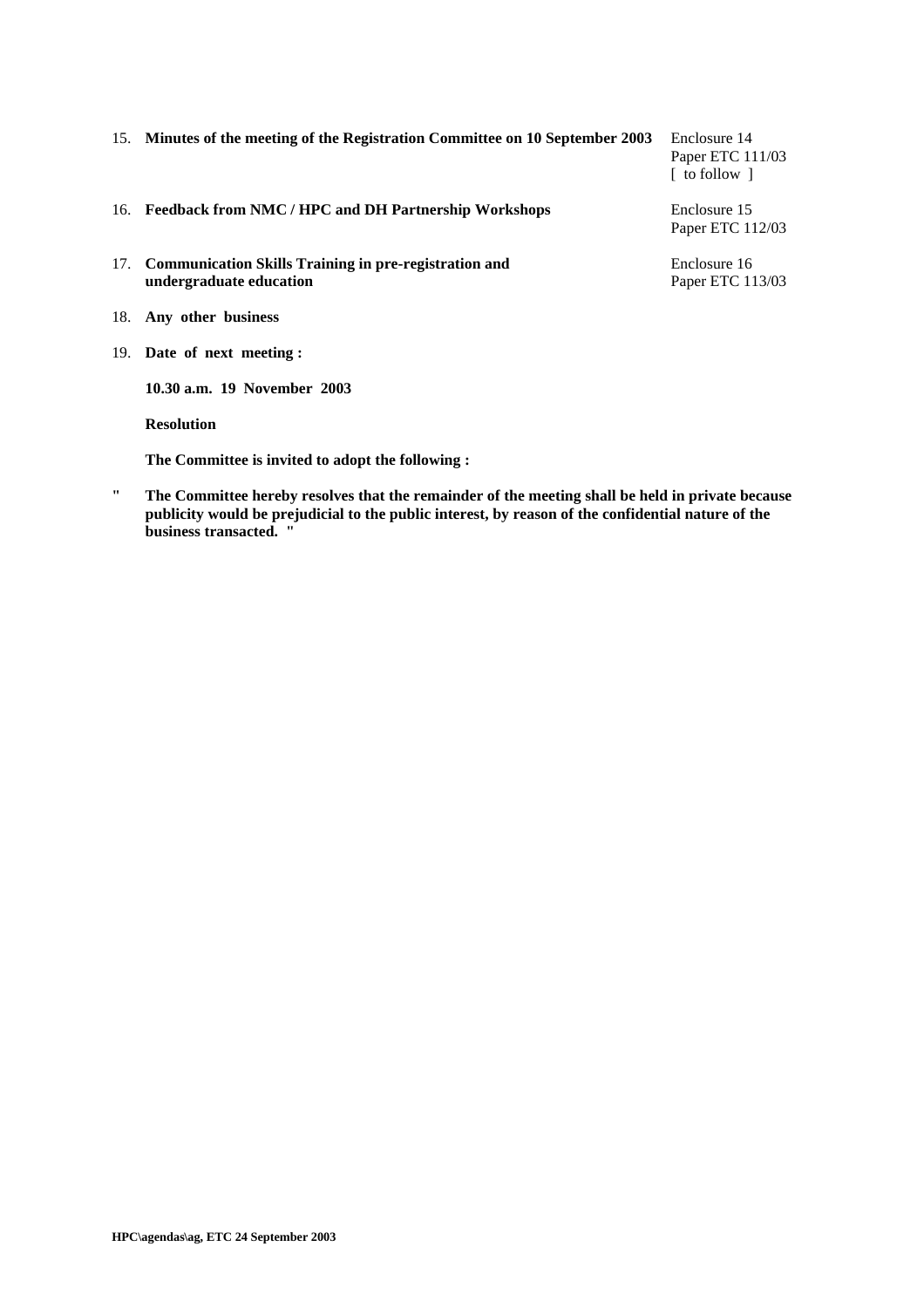15. **Minutes of the meeting of the Registration Committee on 10 September 2003** — Enclosure 14, Paper ETC 111/03 [ to follow ]

16. **Feedback from NMC / HPC and DH Partnership Workshops** — Enclosure 15, Paper ETC 112/03

17. **Communication Skills Training in pre-registration and undergraduate education** — Enclosure 16, Paper ETC 113/03

18. **Any other business**

19. **Date of next meeting :**

    **10.30 a.m. 19 November 2003**

    **Resolution**

    **The Committee is invited to adopt the following :**

**" The Committee hereby resolves that the remainder of the meeting shall be held in private because publicity would be prejudicial to the public interest, by reason of the confidential nature of the business transacted. "**